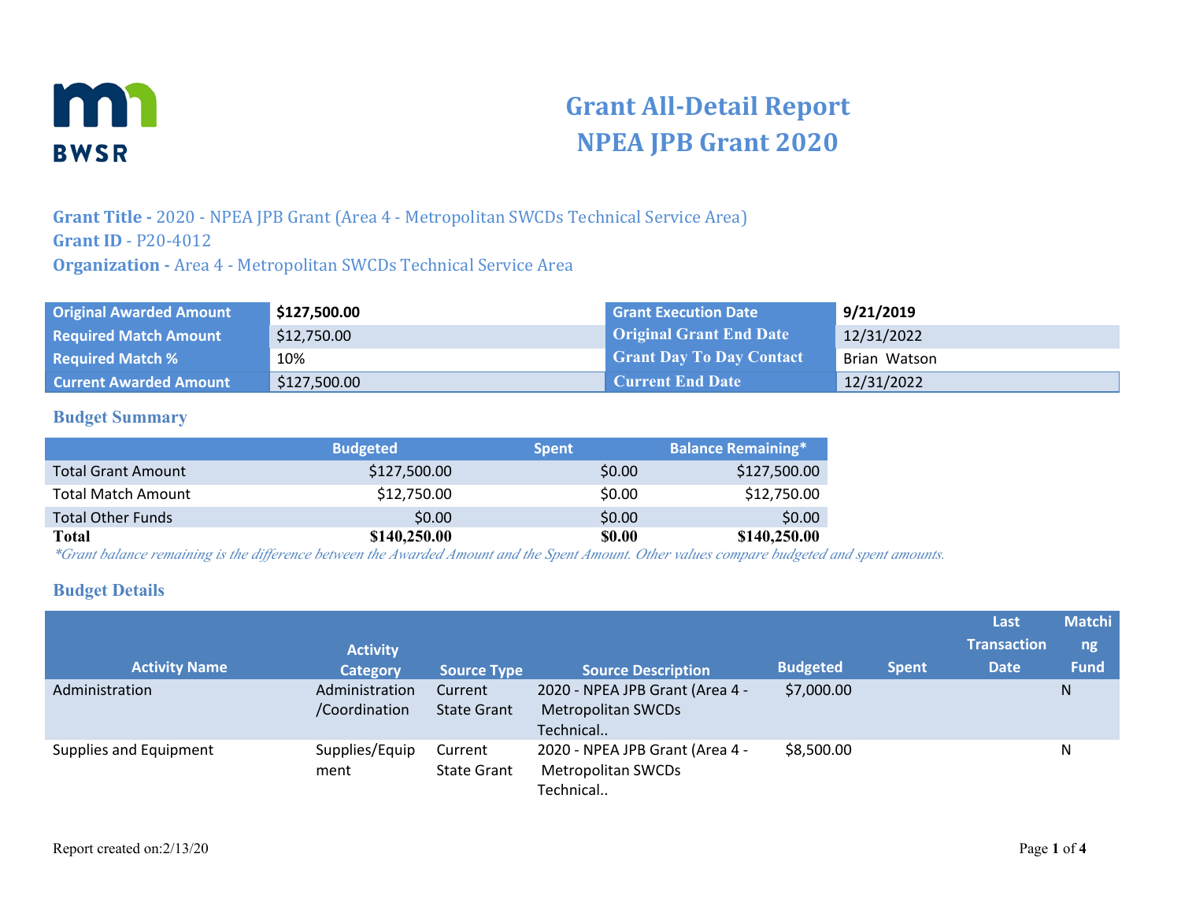# Grant All-Detail Report
# NPEA JPB Grant 2020

**Grant Title -** 2020 - NPEA JPB Grant (Area 4 - Metropolitan SWCDs Technical Service Area)
**Grant ID** - P20-4012
**Organization -** Area 4 - Metropolitan SWCDs Technical Service Area

| | | | |
|---|---|---|---|
| **Original Awarded Amount** | **$127,500.00** | **Grant Execution Date** | **9/21/2019** |
| **Required Match Amount** | $12,750.00 | **Original Grant End Date** | 12/31/2022 |
| **Required Match %** | 10% | **Grant Day To Day Contact** | Brian Watson |
| **Current Awarded Amount** | $127,500.00 | **Current End Date** | 12/31/2022 |

## Budget Summary

| | Budgeted | Spent | Balance Remaining* |
|---|---|---|---|
| Total Grant Amount | $127,500.00 | $0.00 | $127,500.00 |
| Total Match Amount | $12,750.00 | $0.00 | $12,750.00 |
| Total Other Funds | $0.00 | $0.00 | $0.00 |
| **Total** | **$140,250.00** | **$0.00** | **$140,250.00** |

*\*Grant balance remaining is the difference between the Awarded Amount and the Spent Amount. Other values compare budgeted and spent amounts.*

## Budget Details

| Activity Name | Activity Category | Source Type | Source Description | Budgeted | Spent | Last Transaction Date | Matching Fund |
|---|---|---|---|---|---|---|---|
| Administration | Administration /Coordination | Current State Grant | 2020 - NPEA JPB Grant (Area 4 - Metropolitan SWCDs Technical.. | $7,000.00 | | | N |
| Supplies and Equipment | Supplies/Equipment | Current State Grant | 2020 - NPEA JPB Grant (Area 4 - Metropolitan SWCDs Technical.. | $8,500.00 | | | N |

Report created on:2/13/20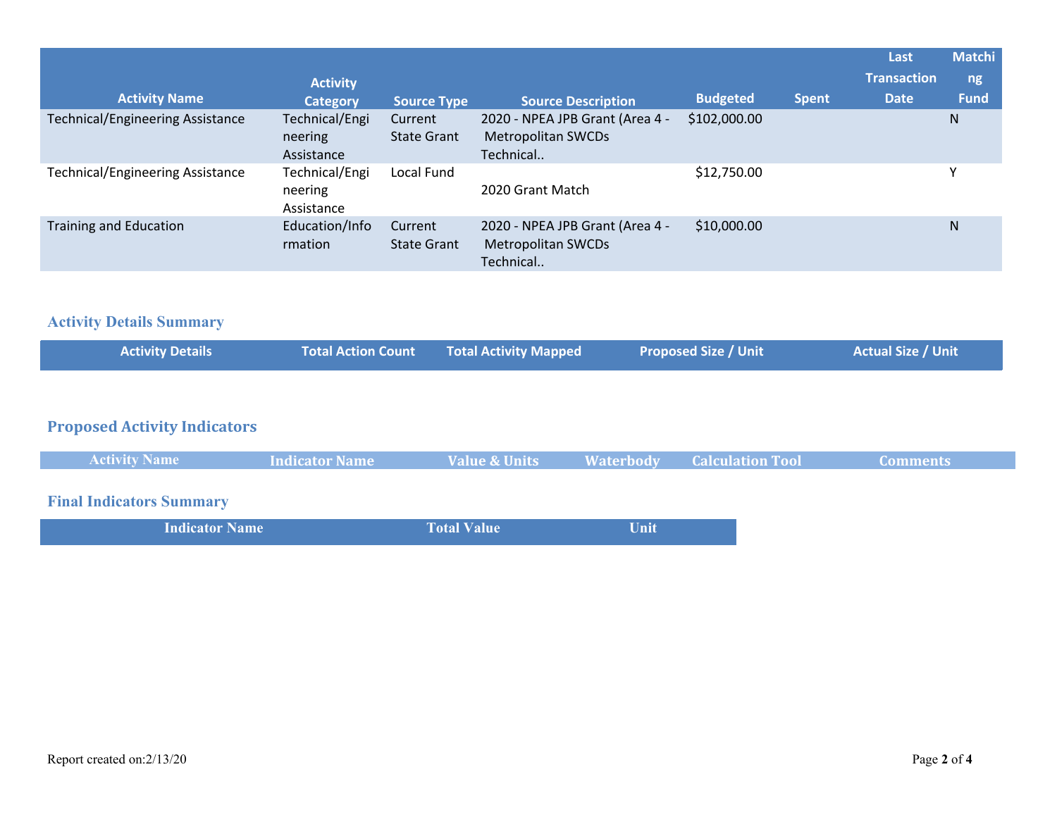| Activity Name | Activity Category | Source Type | Source Description | Budgeted | Spent | Last Transaction Date | Matching Fund |
|---|---|---|---|---|---|---|---|
| Technical/Engineering Assistance | Technical/Engineering Assistance | Current State Grant | 2020 - NPEA JPB Grant (Area 4 - Metropolitan SWCDs Technical.. | $102,000.00 | | | N |
| Technical/Engineering Assistance | Technical/Engineering Assistance | Local Fund | 2020 Grant Match | $12,750.00 | | | Y |
| Training and Education | Education/Information | Current State Grant | 2020 - NPEA JPB Grant (Area 4 - Metropolitan SWCDs Technical.. | $10,000.00 | | | N |

## Activity Details Summary

| Activity Details | Total Action Count | Total Activity Mapped | Proposed Size / Unit | Actual Size / Unit |
|---|---|---|---|---|

## Proposed Activity Indicators

| Activity Name | Indicator Name | Value & Units | Waterbody | Calculation Tool | Comments |
|---|---|---|---|---|---|

## Final Indicators Summary

| Indicator Name | Total Value | Unit |
|---|---|---|

Report created on:2/13/20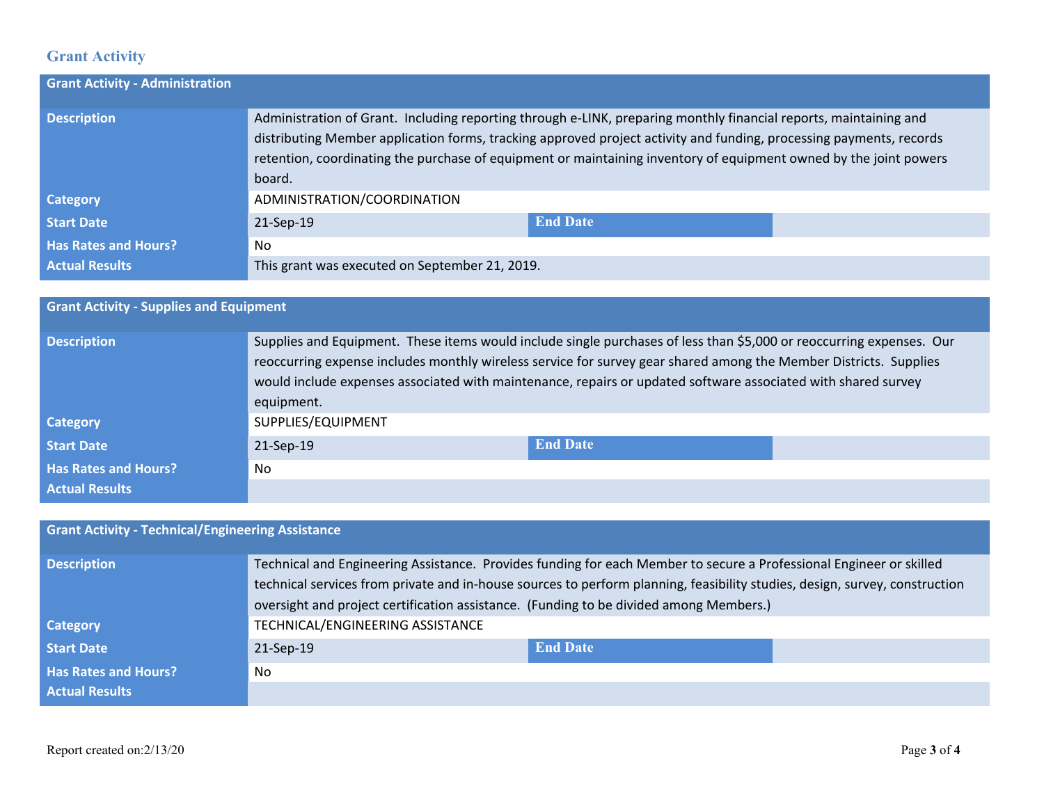## Grant Activity

| Grant Activity - Administration | | | |
|---|---|---|---|
| **Description** | Administration of Grant. Including reporting through e-LINK, preparing monthly financial reports, maintaining and distributing Member application forms, tracking approved project activity and funding, processing payments, records retention, coordinating the purchase of equipment or maintaining inventory of equipment owned by the joint powers board. | | |
| **Category** | ADMINISTRATION/COORDINATION | | |
| **Start Date** | 21-Sep-19 | **End Date** | |
| **Has Rates and Hours?** | No | | |
| **Actual Results** | This grant was executed on September 21, 2019. | | |

| Grant Activity - Supplies and Equipment | | | |
|---|---|---|---|
| **Description** | Supplies and Equipment. These items would include single purchases of less than $5,000 or reoccurring expenses. Our reoccurring expense includes monthly wireless service for survey gear shared among the Member Districts. Supplies would include expenses associated with maintenance, repairs or updated software associated with shared survey equipment. | | |
| **Category** | SUPPLIES/EQUIPMENT | | |
| **Start Date** | 21-Sep-19 | **End Date** | |
| **Has Rates and Hours?** | No | | |
| **Actual Results** | | | |

| Grant Activity - Technical/Engineering Assistance | | | |
|---|---|---|---|
| **Description** | Technical and Engineering Assistance. Provides funding for each Member to secure a Professional Engineer or skilled technical services from private and in-house sources to perform planning, feasibility studies, design, survey, construction oversight and project certification assistance. (Funding to be divided among Members.) | | |
| **Category** | TECHNICAL/ENGINEERING ASSISTANCE | | |
| **Start Date** | 21-Sep-19 | **End Date** | |
| **Has Rates and Hours?** | No | | |
| **Actual Results** | | | |

Report created on:2/13/20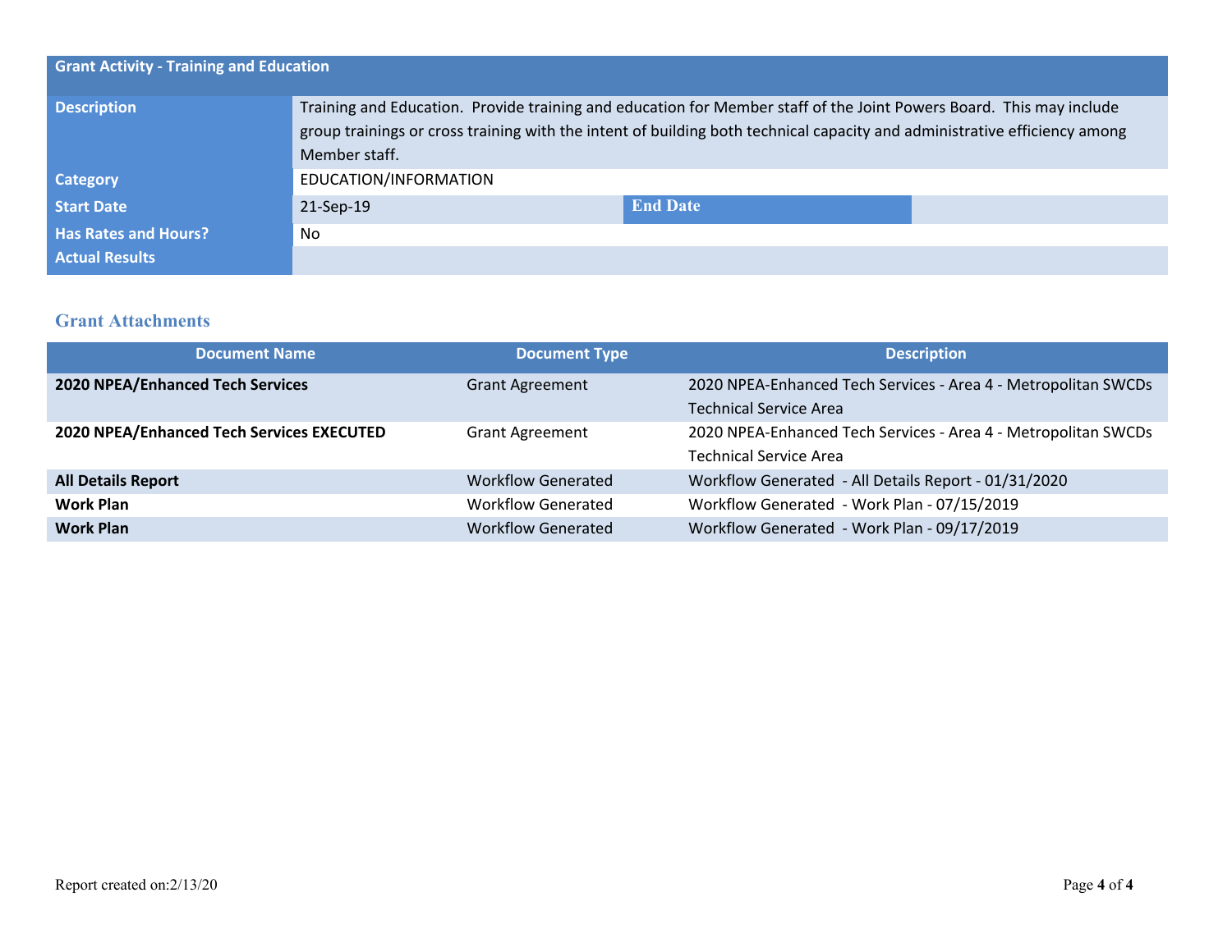| Grant Activity - Training and Education | | | |
|---|---|---|---|
| **Description** | Training and Education. Provide training and education for Member staff of the Joint Powers Board. This may include group trainings or cross training with the intent of building both technical capacity and administrative efficiency among Member staff. | | |
| **Category** | EDUCATION/INFORMATION | | |
| **Start Date** | 21-Sep-19 | **End Date** | |
| **Has Rates and Hours?** | No | | |
| **Actual Results** | | | |

## Grant Attachments

| Document Name | Document Type | Description |
|---|---|---|
| **2020 NPEA/Enhanced Tech Services** | Grant Agreement | 2020 NPEA-Enhanced Tech Services - Area 4 - Metropolitan SWCDs Technical Service Area |
| **2020 NPEA/Enhanced Tech Services EXECUTED** | Grant Agreement | 2020 NPEA-Enhanced Tech Services - Area 4 - Metropolitan SWCDs Technical Service Area |
| **All Details Report** | Workflow Generated | Workflow Generated - All Details Report - 01/31/2020 |
| **Work Plan** | Workflow Generated | Workflow Generated - Work Plan - 07/15/2019 |
| **Work Plan** | Workflow Generated | Workflow Generated - Work Plan - 09/17/2019 |

Report created on:2/13/20